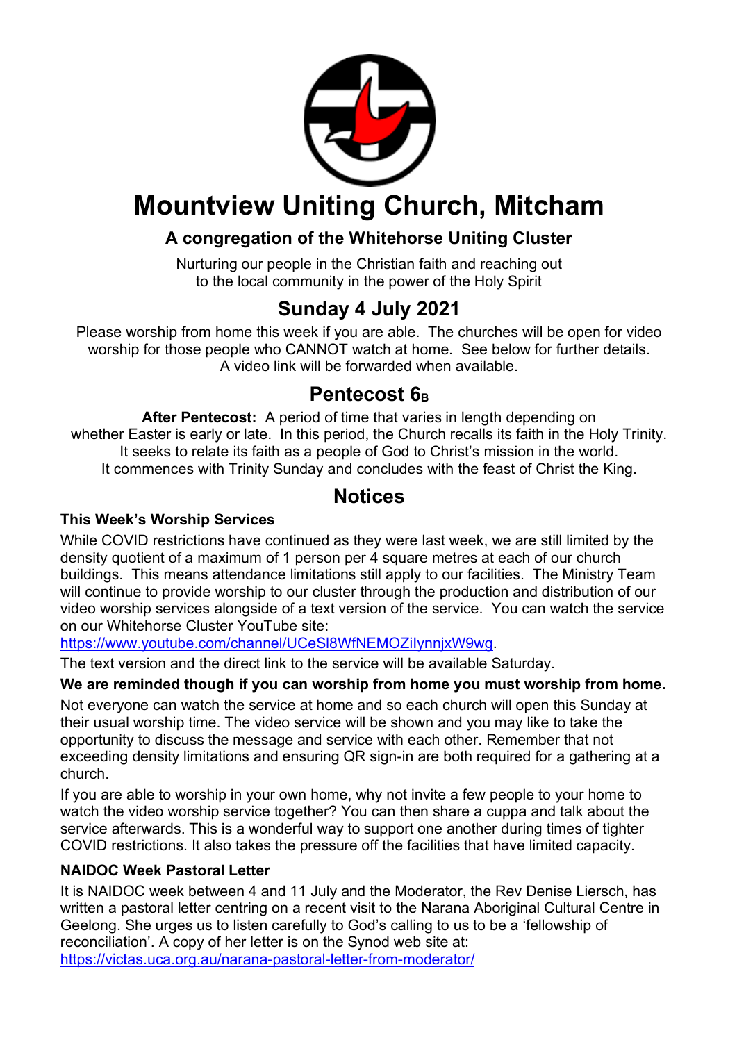# Mountview Uniting Church, Mitcham

## A congregation of the Whitehorse Uniting Cluster

Nurturing our people in the Christian faith and reaching out
to the local community in the power of the Holy Spirit

## Sunday 4 July 2021

Please worship from home this week if you are able. The churches will be open for video worship for those people who CANNOT watch at home. See below for further details. A video link will be forwarded when available.

## Pentecost $6_B$

**After Pentecost:** A period of time that varies in length depending on whether Easter is early or late. In this period, the Church recalls its faith in the Holy Trinity. It seeks to relate its faith as a people of God to Christ's mission in the world. It commences with Trinity Sunday and concludes with the feast of Christ the King.

## Notices

### This Week's Worship Services

While COVID restrictions have continued as they were last week, we are still limited by the density quotient of a maximum of 1 person per 4 square metres at each of our church buildings. This means attendance limitations still apply to our facilities. The Ministry Team will continue to provide worship to our cluster through the production and distribution of our video worship services alongside of a text version of the service. You can watch the service on our Whitehorse Cluster YouTube site:
https://www.youtube.com/channel/UCeSl8WfNEMOZiIynnjxW9wg.

The text version and the direct link to the service will be available Saturday.

**We are reminded though if you can worship from home you must worship from home.**

Not everyone can watch the service at home and so each church will open this Sunday at their usual worship time. The video service will be shown and you may like to take the opportunity to discuss the message and service with each other. Remember that not exceeding density limitations and ensuring QR sign-in are both required for a gathering at a church.

If you are able to worship in your own home, why not invite a few people to your home to watch the video worship service together? You can then share a cuppa and talk about the service afterwards. This is a wonderful way to support one another during times of tighter COVID restrictions. It also takes the pressure off the facilities that have limited capacity.

### NAIDOC Week Pastoral Letter

It is NAIDOC week between 4 and 11 July and the Moderator, the Rev Denise Liersch, has written a pastoral letter centring on a recent visit to the Narana Aboriginal Cultural Centre in Geelong. She urges us to listen carefully to God's calling to us to be a 'fellowship of reconciliation'. A copy of her letter is on the Synod web site at:
https://victas.uca.org.au/narana-pastoral-letter-from-moderator/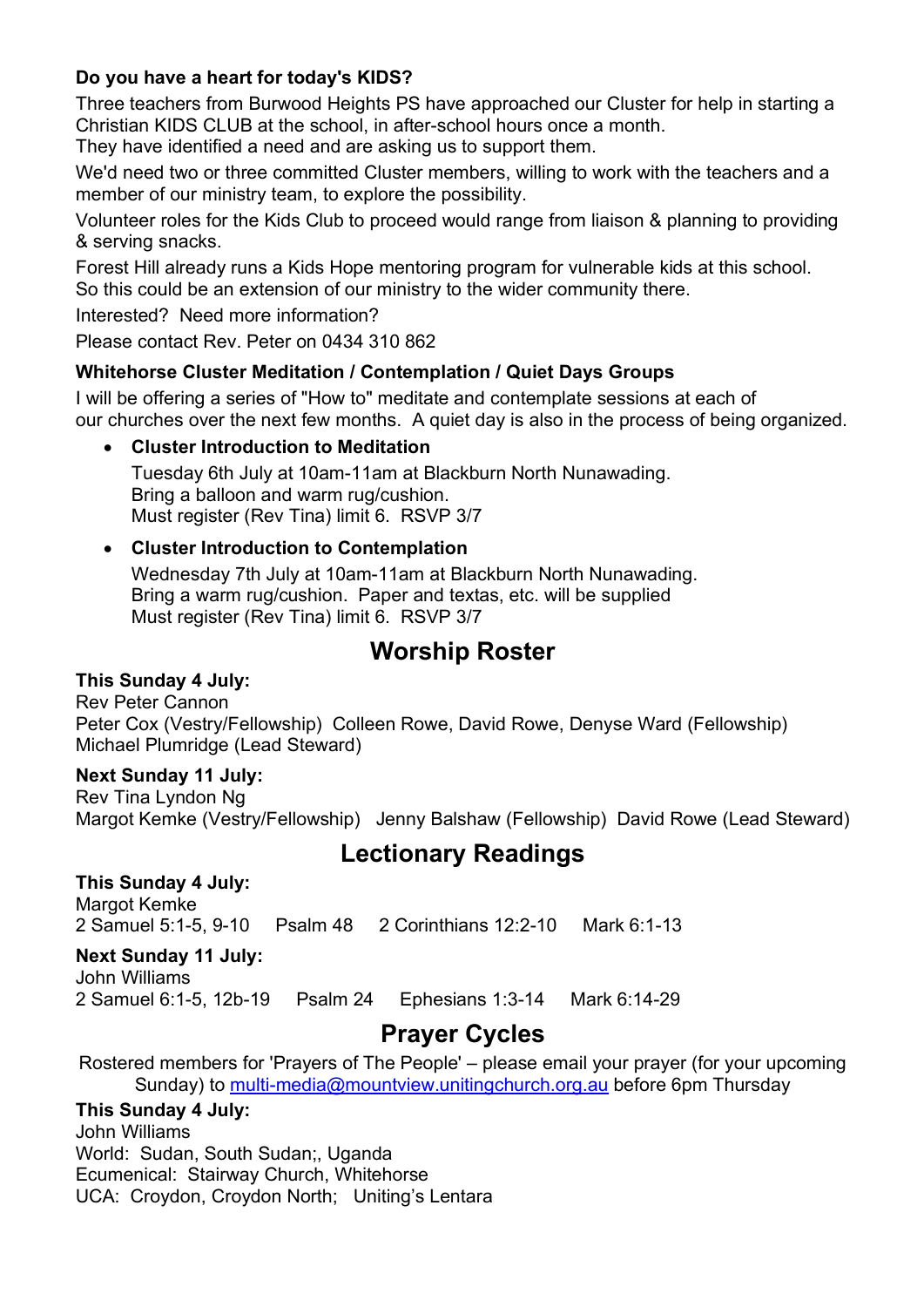**Do you have a heart for today's KIDS?**

Three teachers from Burwood Heights PS have approached our Cluster for help in starting a Christian KIDS CLUB at the school, in after-school hours once a month.
They have identified a need and are asking us to support them.

We'd need two or three committed Cluster members, willing to work with the teachers and a member of our ministry team, to explore the possibility.

Volunteer roles for the Kids Club to proceed would range from liaison & planning to providing & serving snacks.

Forest Hill already runs a Kids Hope mentoring program for vulnerable kids at this school.
So this could be an extension of our ministry to the wider community there.

Interested? Need more information?

Please contact Rev. Peter on 0434 310 862

**Whitehorse Cluster Meditation / Contemplation / Quiet Days Groups**

I will be offering a series of "How to" meditate and contemplate sessions at each of our churches over the next few months. A quiet day is also in the process of being organized.

- **Cluster Introduction to Meditation**
  Tuesday 6th July at 10am-11am at Blackburn North Nunawading.
  Bring a balloon and warm rug/cushion.
  Must register (Rev Tina) limit 6. RSVP 3/7

- **Cluster Introduction to Contemplation**
  Wednesday 7th July at 10am-11am at Blackburn North Nunawading.
  Bring a warm rug/cushion. Paper and textas, etc. will be supplied
  Must register (Rev Tina) limit 6. RSVP 3/7

## Worship Roster

**This Sunday 4 July:**
Rev Peter Cannon
Peter Cox (Vestry/Fellowship) Colleen Rowe, David Rowe, Denyse Ward (Fellowship)
Michael Plumridge (Lead Steward)

**Next Sunday 11 July:**
Rev Tina Lyndon Ng
Margot Kemke (Vestry/Fellowship) Jenny Balshaw (Fellowship) David Rowe (Lead Steward)

## Lectionary Readings

**This Sunday 4 July:**
Margot Kemke
2 Samuel 5:1-5, 9-10 Psalm 48 2 Corinthians 12:2-10 Mark 6:1-13

**Next Sunday 11 July:**
John Williams
2 Samuel 6:1-5, 12b-19 Psalm 24 Ephesians 1:3-14 Mark 6:14-29

## Prayer Cycles

Rostered members for 'Prayers of The People' – please email your prayer (for your upcoming Sunday) to multi-media@mountview.unitingchurch.org.au before 6pm Thursday

**This Sunday 4 July:**
John Williams
World: Sudan, South Sudan;, Uganda
Ecumenical: Stairway Church, Whitehorse
UCA: Croydon, Croydon North; Uniting's Lentara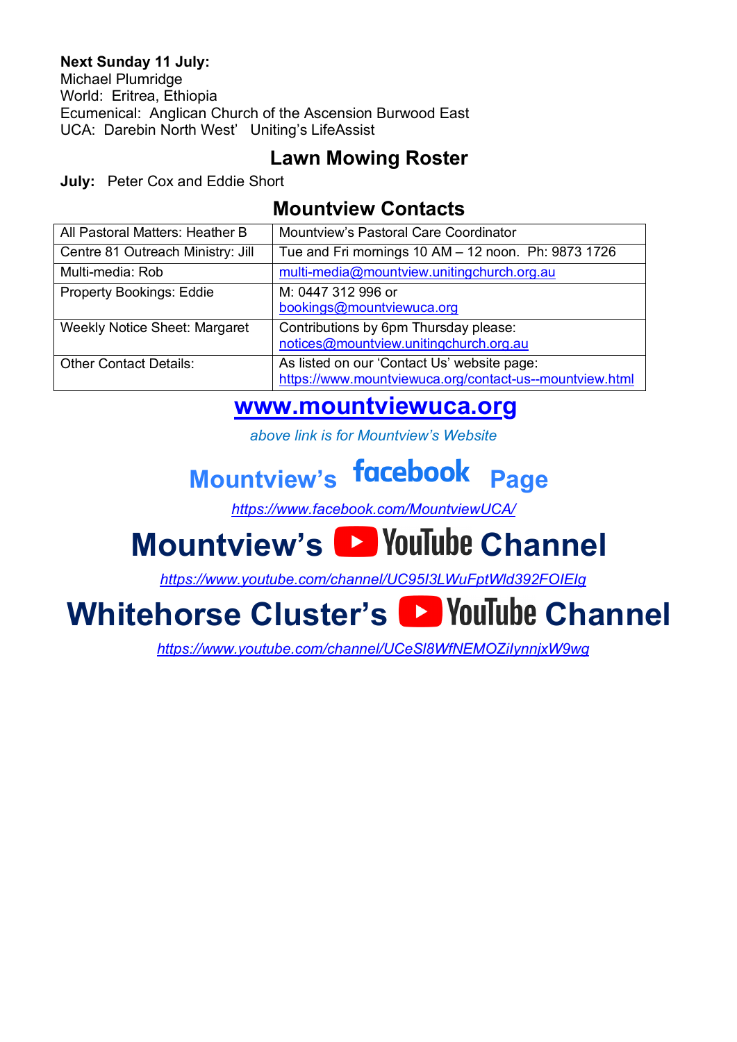**Next Sunday 11 July:**
Michael Plumridge
World: Eritrea, Ethiopia
Ecumenical: Anglican Church of the Ascension Burwood East
UCA: Darebin North West' Uniting's LifeAssist

## Lawn Mowing Roster

**July:** Peter Cox and Eddie Short

## Mountview Contacts

| | |
|---|---|
| All Pastoral Matters: Heather B | Mountview's Pastoral Care Coordinator |
| Centre 81 Outreach Ministry: Jill | Tue and Fri mornings 10 AM – 12 noon. Ph: 9873 1726 |
| Multi-media: Rob | multi-media@mountview.unitingchurch.org.au |
| Property Bookings: Eddie | M: 0447 312 996 or bookings@mountviewuca.org |
| Weekly Notice Sheet: Margaret | Contributions by 6pm Thursday please: notices@mountview.unitingchurch.org.au |
| Other Contact Details: | As listed on our 'Contact Us' website page: https://www.mountviewuca.org/contact-us--mountview.html |

## www.mountviewuca.org

*above link is for Mountview's Website*

## Mountview's facebook Page

*https://www.facebook.com/MountviewUCA/*

## Mountview's YouTube Channel

*https://www.youtube.com/channel/UC95I3LWuFptWld392FOIElg*

## Whitehorse Cluster's YouTube Channel

*https://www.youtube.com/channel/UCeSl8WfNEMOZiIynnjxW9wg*